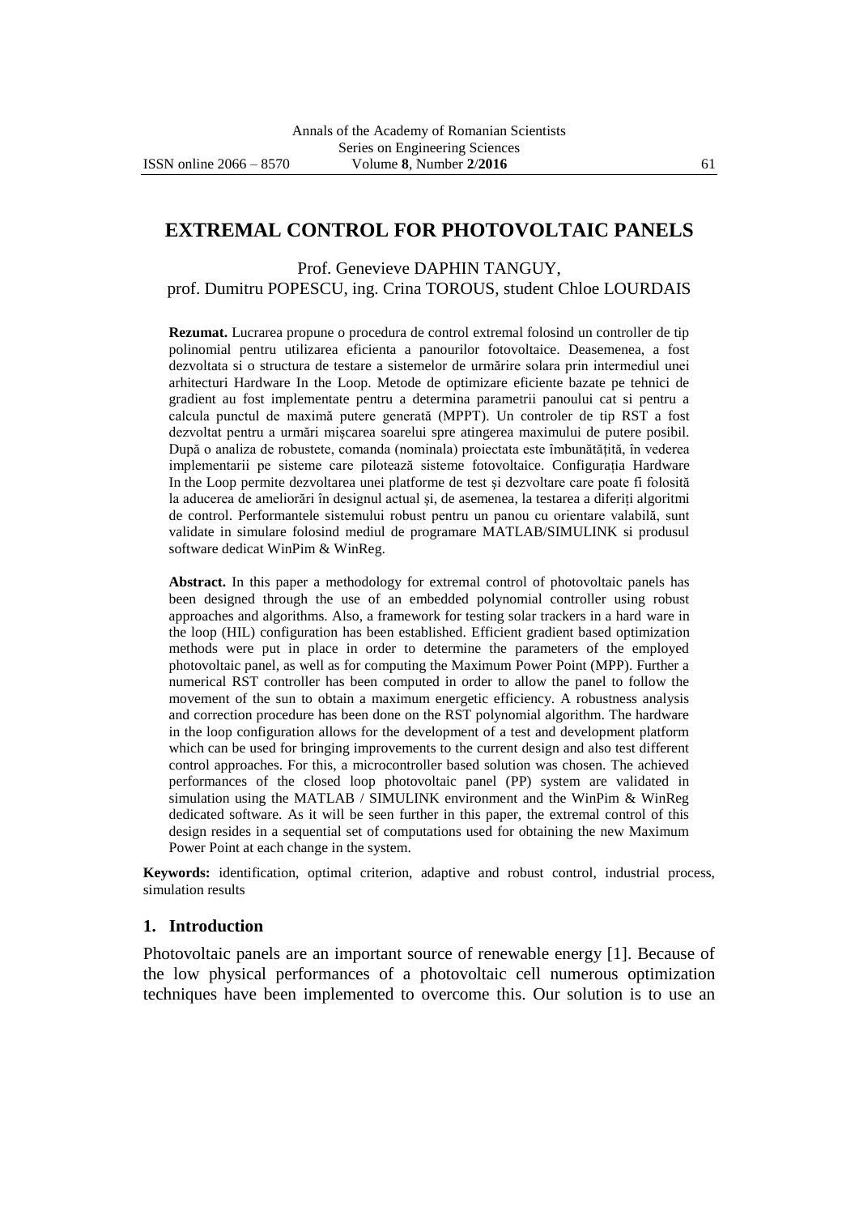# EXTREMAL CONTROL FOR PHOTOVOLTAIC PANELS

Prof. Genevieve DAPHIN TANGUY,
prof. Dumitru POPESCU, ing. Crina TOROUS, student Chloe LOURDAIS

**Rezumat.** Lucrarea propune o procedura de control extremal folosind un controller de tip polinomial pentru utilizarea eficienta a panourilor fotovoltaice. Deasemenea, a fost dezvoltata si o structura de testare a sistemelor de urmărire solara prin intermediul unei arhitecturi Hardware In the Loop. Metode de optimizare eficiente bazate pe tehnici de gradient au fost implementate pentru a determina parametrii panoului cat si pentru a calcula punctul de maximă putere generată (MPPT). Un controler de tip RST a fost dezvoltat pentru a urmări mișcarea soarelui spre atingerea maximului de putere posibil. După o analiza de robustete, comanda (nominala) proiectata este îmbunătățită, în vederea implementarii pe sisteme care pilotează sisteme fotovoltaice. Configurația Hardware In the Loop permite dezvoltarea unei platforme de test şi dezvoltare care poate fi folosită la aducerea de ameliorări în designul actual şi, de asemenea, la testarea a diferiți algoritmi de control. Performantele sistemului robust pentru un panou cu orientare valabilă, sunt validate in simulare folosind mediul de programare MATLAB/SIMULINK si produsul software dedicat WinPim & WinReg.

**Abstract.** In this paper a methodology for extremal control of photovoltaic panels has been designed through the use of an embedded polynomial controller using robust approaches and algorithms. Also, a framework for testing solar trackers in a hard ware in the loop (HIL) configuration has been established. Efficient gradient based optimization methods were put in place in order to determine the parameters of the employed photovoltaic panel, as well as for computing the Maximum Power Point (MPP). Further a numerical RST controller has been computed in order to allow the panel to follow the movement of the sun to obtain a maximum energetic efficiency. A robustness analysis and correction procedure has been done on the RST polynomial algorithm. The hardware in the loop configuration allows for the development of a test and development platform which can be used for bringing improvements to the current design and also test different control approaches. For this, a microcontroller based solution was chosen. The achieved performances of the closed loop photovoltaic panel (PP) system are validated in simulation using the MATLAB / SIMULINK environment and the WinPim & WinReg dedicated software. As it will be seen further in this paper, the extremal control of this design resides in a sequential set of computations used for obtaining the new Maximum Power Point at each change in the system.

**Keywords:** identification, optimal criterion, adaptive and robust control, industrial process, simulation results

## 1. Introduction

Photovoltaic panels are an important source of renewable energy [1]. Because of the low physical performances of a photovoltaic cell numerous optimization techniques have been implemented to overcome this. Our solution is to use an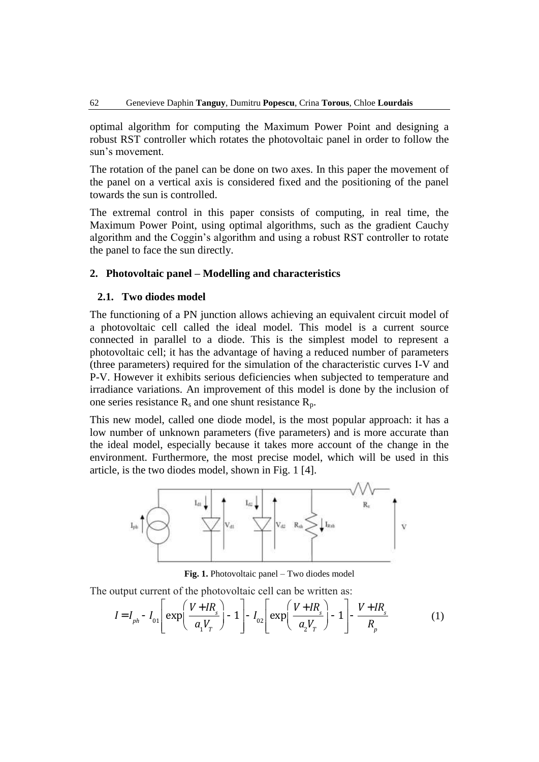optimal algorithm for computing the Maximum Power Point and designing a robust RST controller which rotates the photovoltaic panel in order to follow the sun's movement.

The rotation of the panel can be done on two axes. In this paper the movement of the panel on a vertical axis is considered fixed and the positioning of the panel towards the sun is controlled.

The extremal control in this paper consists of computing, in real time, the Maximum Power Point, using optimal algorithms, such as the gradient Cauchy algorithm and the Coggin's algorithm and using a robust RST controller to rotate the panel to face the sun directly.

## 2. Photovoltaic panel – Modelling and characteristics

### 2.1. Two diodes model

The functioning of a PN junction allows achieving an equivalent circuit model of a photovoltaic cell called the ideal model. This model is a current source connected in parallel to a diode. This is the simplest model to represent a photovoltaic cell; it has the advantage of having a reduced number of parameters (three parameters) required for the simulation of the characteristic curves I-V and P-V. However it exhibits serious deficiencies when subjected to temperature and irradiance variations. An improvement of this model is done by the inclusion of one series resistance $R_s$ and one shunt resistance $R_p$.

This new model, called one diode model, is the most popular approach: it has a low number of unknown parameters (five parameters) and is more accurate than the ideal model, especially because it takes more account of the change in the environment. Furthermore, the most precise model, which will be used in this article, is the two diodes model, shown in Fig. 1 [4].

**Fig. 1.** Photovoltaic panel – Two diodes model

The output current of the photovoltaic cell can be written as:

$$I = I_{ph} - I_{01}\left[\exp\left(\frac{V + IR_s}{a_1 V_T}\right) - 1\right] - I_{02}\left[\exp\left(\frac{V + IR_s}{a_2 V_T}\right) - 1\right] - \frac{V + IR_s}{R_p} \tag{1}$$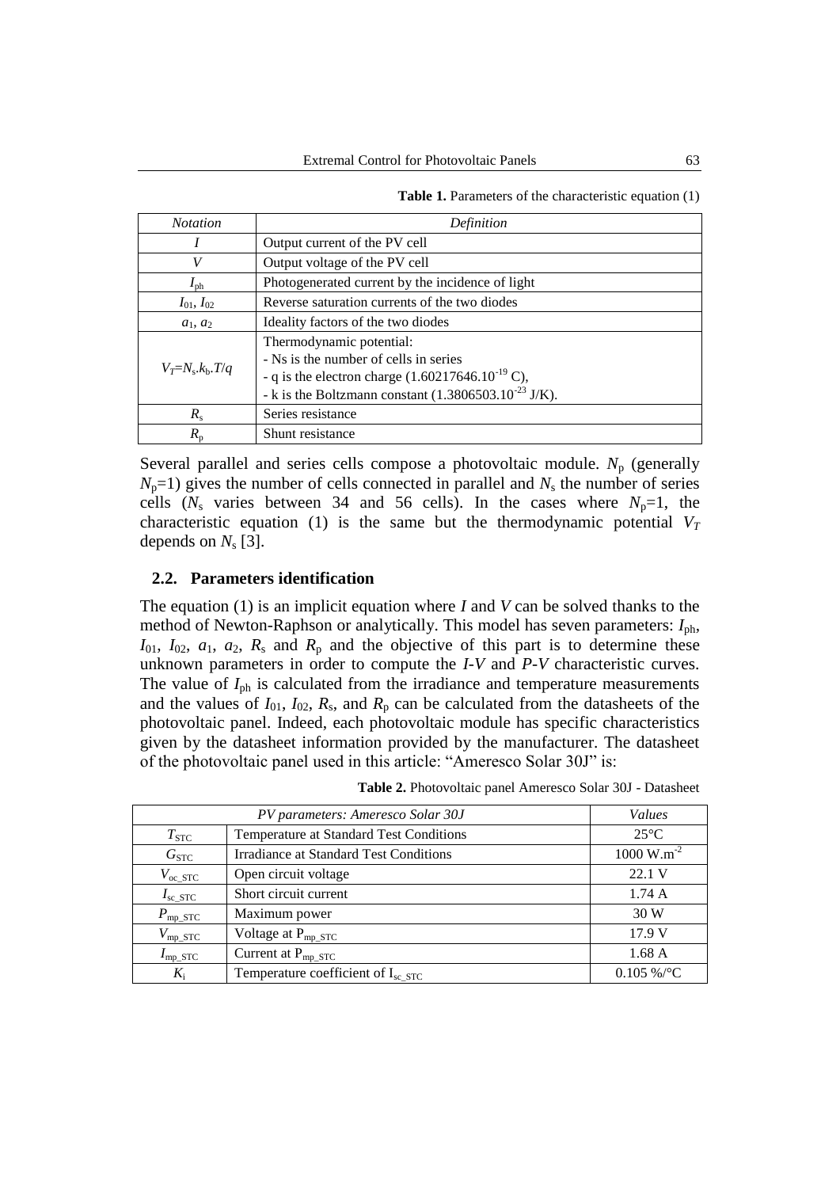**Table 1.** Parameters of the characteristic equation (1)

| *Notation* | *Definition* |
|---|---|
| $I$ | Output current of the PV cell |
| $V$ | Output voltage of the PV cell |
| $I_{ph}$ | Photogenerated current by the incidence of light |
| $I_{01}$, $I_{02}$ | Reverse saturation currents of the two diodes |
| $a_1$, $a_2$ | Ideality factors of the two diodes |
| $V_T = N_s.k_b.T/q$ | Thermodynamic potential:<br>- Ns is the number of cells in series<br>- q is the electron charge ($1.60217646.10^{-19}$ C),<br>- k is the Boltzmann constant ($1.3806503.10^{-23}$ J/K). |
| $R_s$ | Series resistance |
| $R_p$ | Shunt resistance |

Several parallel and series cells compose a photovoltaic module. $N_p$ (generally $N_p$=1) gives the number of cells connected in parallel and $N_s$ the number of series cells ($N_s$ varies between 34 and 56 cells). In the cases where $N_p$=1, the characteristic equation (1) is the same but the thermodynamic potential $V_T$ depends on $N_s$ [3].

## 2.2. Parameters identification

The equation (1) is an implicit equation where $I$ and $V$ can be solved thanks to the method of Newton-Raphson or analytically. This model has seven parameters: $I_{ph}$, $I_{01}$, $I_{02}$, $a_1$, $a_2$, $R_s$ and $R_p$ and the objective of this part is to determine these unknown parameters in order to compute the *I-V* and *P-V* characteristic curves. The value of $I_{ph}$ is calculated from the irradiance and temperature measurements and the values of $I_{01}$, $I_{02}$, $R_s$, and $R_p$ can be calculated from the datasheets of the photovoltaic panel. Indeed, each photovoltaic module has specific characteristics given by the datasheet information provided by the manufacturer. The datasheet of the photovoltaic panel used in this article: "Ameresco Solar 30J" is:

**Table 2.** Photovoltaic panel Ameresco Solar 30J - Datasheet

| *PV parameters: Ameresco Solar 30J* | | *Values* |
|---|---|---|
| $T_{STC}$ | Temperature at Standard Test Conditions | 25°C |
| $G_{STC}$ | Irradiance at Standard Test Conditions | 1000 $W.m^{-2}$ |
| $V_{oc\_STC}$ | Open circuit voltage | 22.1 V |
| $I_{sc\_STC}$ | Short circuit current | 1.74 A |
| $P_{mp\_STC}$ | Maximum power | 30 W |
| $V_{mp\_STC}$ | Voltage at $P_{mp\_STC}$ | 17.9 V |
| $I_{mp\_STC}$ | Current at $P_{mp\_STC}$ | 1.68 A |
| $K_i$ | Temperature coefficient of $I_{sc\_STC}$ | 0.105 %/°C |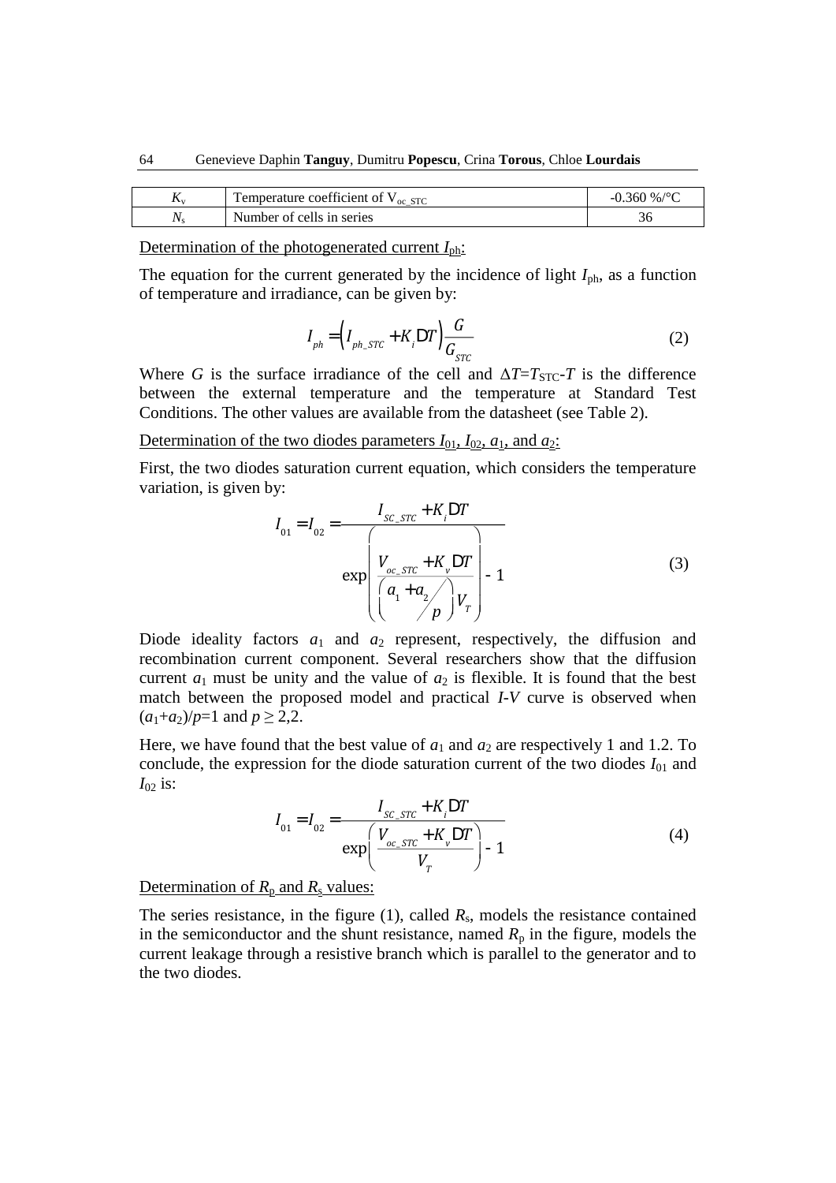| $K_v$ | Temperature coefficient of $V_{oc\_STC}$ | -0.360 %/°C |
|---|---|---|
| $N_s$ | Number of cells in series | 36 |

Determination of the photogenerated current $I_{ph}$:

The equation for the current generated by the incidence of light $I_{ph}$, as a function of temperature and irradiance, can be given by:

$$I_{ph} = \left(I_{ph\_STC} + K_i \Delta T\right)\frac{G}{G_{STC}} \tag{2}$$

Where $G$ is the surface irradiance of the cell and $\Delta T = T_{STC} - T$ is the difference between the external temperature and the temperature at Standard Test Conditions. The other values are available from the datasheet (see Table 2).

Determination of the two diodes parameters $I_{01}$, $I_{02}$, $a_1$, and $a_2$:

First, the two diodes saturation current equation, which considers the temperature variation, is given by:

$$I_{01} = I_{02} = \frac{I_{SC\_STC} + K_i \Delta T}{\exp\left(\dfrac{V_{oc\_STC} + K_v \Delta T}{\left(\dfrac{a_1 + a_2}{p}\right) V_T}\right) - 1} \tag{3}$$

Diode ideality factors $a_1$ and $a_2$ represent, respectively, the diffusion and recombination current component. Several researchers show that the diffusion current $a_1$ must be unity and the value of $a_2$ is flexible. It is found that the best match between the proposed model and practical *I-V* curve is observed when $(a_1+a_2)/p=1$ and $p \geq 2{,}2$.

Here, we have found that the best value of $a_1$ and $a_2$ are respectively 1 and 1.2. To conclude, the expression for the diode saturation current of the two diodes $I_{01}$ and $I_{02}$ is:

$$I_{01} = I_{02} = \frac{I_{SC\_STC} + K_i \Delta T}{\exp\left(\dfrac{V_{oc\_STC} + K_v \Delta T}{V_T}\right) - 1} \tag{4}$$

Determination of $R_p$ and $R_s$ values:

The series resistance, in the figure (1), called $R_s$, models the resistance contained in the semiconductor and the shunt resistance, named $R_p$ in the figure, models the current leakage through a resistive branch which is parallel to the generator and to the two diodes.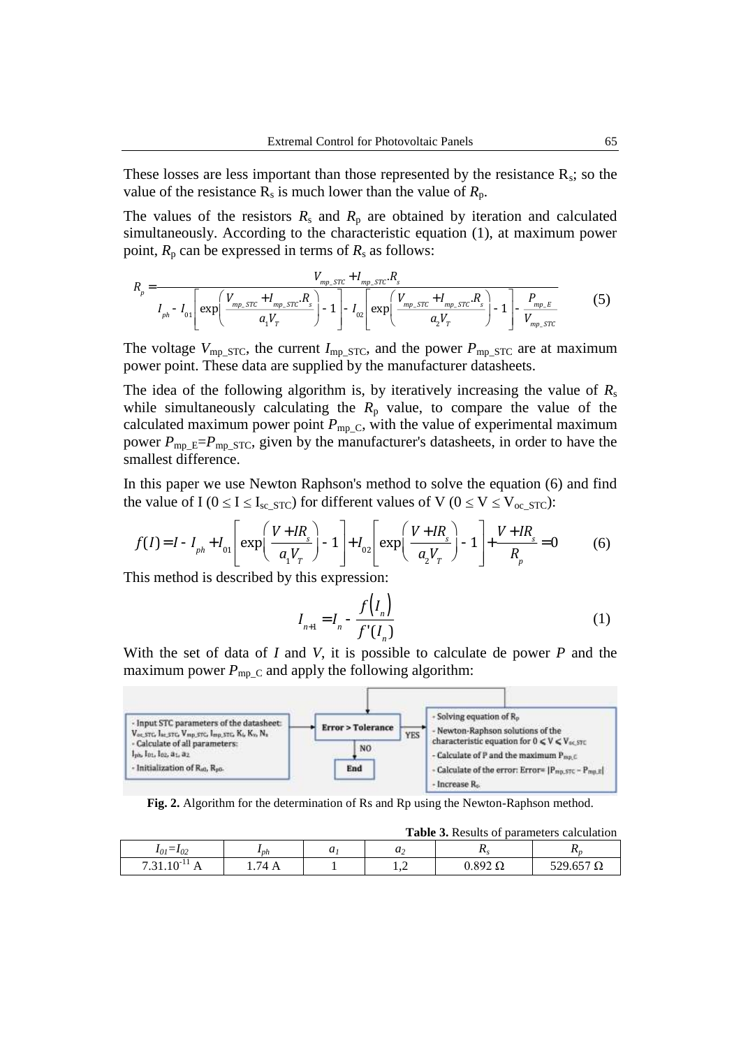These losses are less important than those represented by the resistance $R_s$; so the value of the resistance $R_s$ is much lower than the value of $R_p$.

The values of the resistors $R_s$ and $R_p$ are obtained by iteration and calculated simultaneously. According to the characteristic equation (1), at maximum power point, $R_p$ can be expressed in terms of $R_s$ as follows:

$$R_p = \frac{V_{mp\_STC} + I_{mp\_STC}.R_s}{I_{ph} - I_{01}\left[\exp\left(\frac{V_{mp\_STC} + I_{mp\_STC}.R_s}{a_1 V_T}\right) - 1\right] - I_{02}\left[\exp\left(\frac{V_{mp\_STC} + I_{mp\_STC}.R_s}{a_2 V_T}\right) - 1\right] - \frac{P_{mp\_E}}{V_{mp\_STC}}} \tag{5}$$

The voltage $V_{mp\_STC}$, the current $I_{mp\_STC}$, and the power $P_{mp\_STC}$ are at maximum power point. These data are supplied by the manufacturer datasheets.

The idea of the following algorithm is, by iteratively increasing the value of $R_s$ while simultaneously calculating the $R_p$ value, to compare the value of the calculated maximum power point $P_{mp\_C}$, with the value of experimental maximum power $P_{mp\_E}$=$P_{mp\_STC}$, given by the manufacturer's datasheets, in order to have the smallest difference.

In this paper we use Newton Raphson's method to solve the equation (6) and find the value of I ($0 \le I \le I_{sc\_STC}$) for different values of V ($0 \le V \le V_{oc\_STC}$):

$$f(I) = I - I_{ph} + I_{01}\left[\exp\left(\frac{V + IR_s}{a_1 V_T}\right) - 1\right] + I_{02}\left[\exp\left(\frac{V + IR_s}{a_2 V_T}\right) - 1\right] + \frac{V + IR_s}{R_p} = 0 \tag{6}$$

This method is described by this expression:

$$I_{n+1} = I_n - \frac{f(I_n)}{f'(I_n)} \tag{1}$$

With the set of data of $I$ and $V$, it is possible to calculate de power $P$ and the maximum power $P_{mp\_C}$ and apply the following algorithm:

- Input STC parameters of the datasheet: $V_{oc\_STC}$, $I_{sc\_STC}$, $V_{mp\_STC}$, $I_{mp\_STC}$, $K_i$, $K_v$, $N_s$
- Calculate of all parameters: $I_{ph}$, $I_{01}$, $I_{02}$, $a_1$, $a_2$
- Initialization of $R_{s0}$, $R_{p0}$.

Error > Tolerance — YES:

- Solving equation of $R_p$
- Newton-Raphson solutions of the characteristic equation for $0 \le V \le V_{oc\_STC}$
- Calculate of P and the maximum $P_{mp\_C}$
- Calculate of the error: Error= $|P_{mp\_STC} - P_{mp\_E}|$
- Increase $R_s$.

NO — End

**Fig. 2.** Algorithm for the determination of Rs and Rp using the Newton-Raphson method.

**Table 3.** Results of parameters calculation

| $I_{01}$=$I_{02}$ | $I_{ph}$ | $a_1$ | $a_2$ | $R_s$ | $R_p$ |
|---|---|---|---|---|---|
| 7.31.10$^{-11}$ A | 1.74 A | 1 | 1,2 | 0.892 Ω | 529.657 Ω |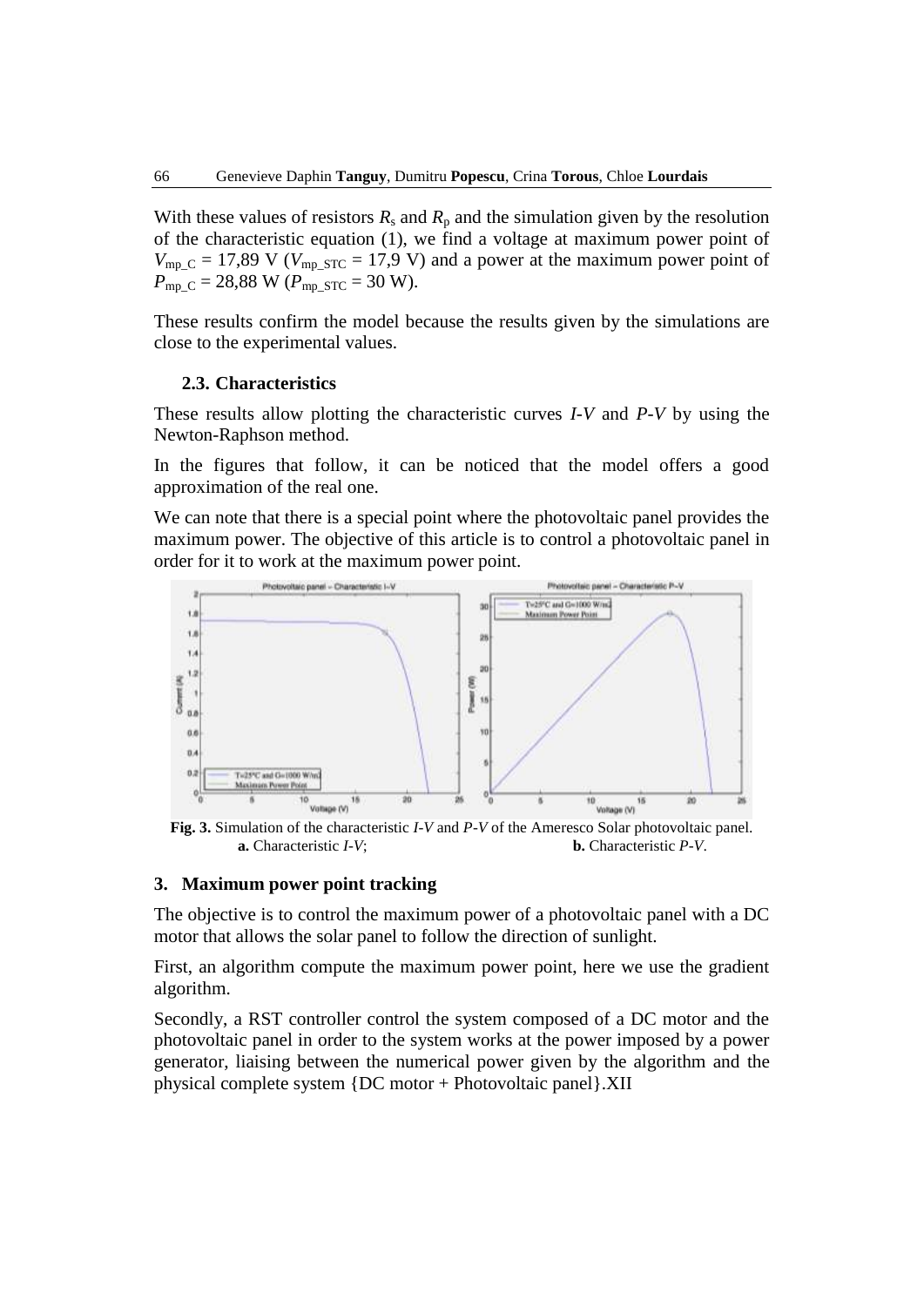With these values of resistors $R_s$ and $R_p$ and the simulation given by the resolution of the characteristic equation (1), we find a voltage at maximum power point of $V_{mp\_C}$ = 17,89 V ($V_{mp\_STC}$ = 17,9 V) and a power at the maximum power point of $P_{mp\_C}$ = 28,88 W ($P_{mp\_STC}$ = 30 W).

These results confirm the model because the results given by the simulations are close to the experimental values.

### 2.3. Characteristics

These results allow plotting the characteristic curves *I-V* and *P-V* by using the Newton-Raphson method.

In the figures that follow, it can be noticed that the model offers a good approximation of the real one.

We can note that there is a special point where the photovoltaic panel provides the maximum power. The objective of this article is to control a photovoltaic panel in order for it to work at the maximum power point.

**Fig. 3.** Simulation of the characteristic *I-V* and *P-V* of the Ameresco Solar photovoltaic panel. **a.** Characteristic *I-V*; **b.** Characteristic *P-V*.

## 3. Maximum power point tracking

The objective is to control the maximum power of a photovoltaic panel with a DC motor that allows the solar panel to follow the direction of sunlight.

First, an algorithm compute the maximum power point, here we use the gradient algorithm.

Secondly, a RST controller control the system composed of a DC motor and the photovoltaic panel in order to the system works at the power imposed by a power generator, liaising between the numerical power given by the algorithm and the physical complete system {DC motor + Photovoltaic panel}.XII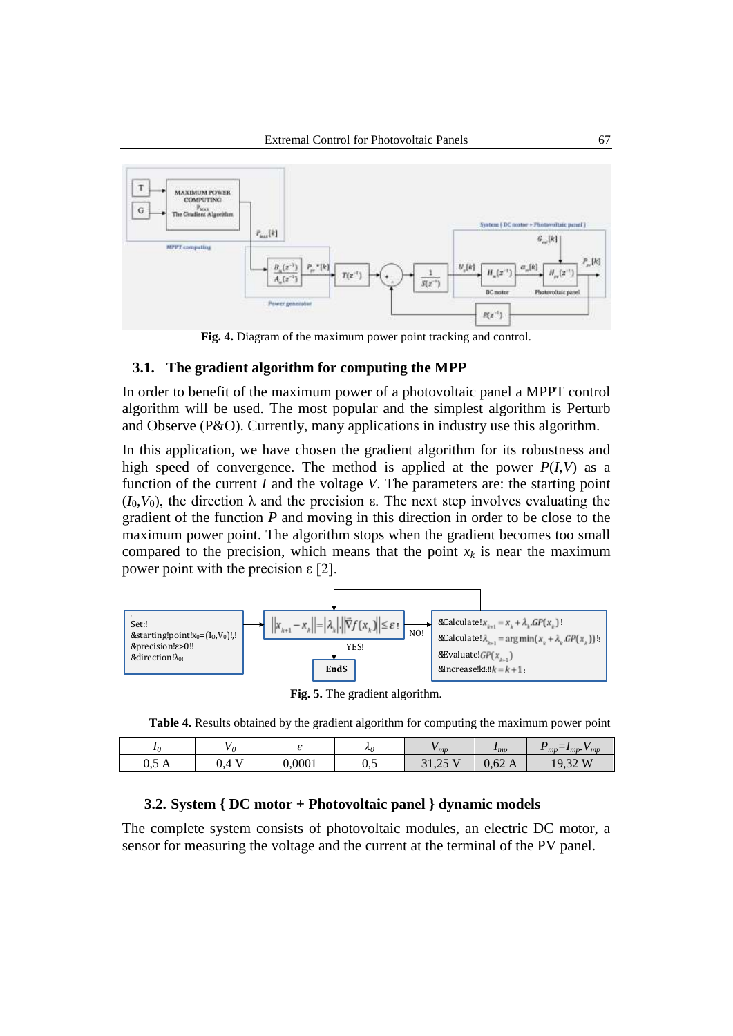**Fig. 4.** Diagram of the maximum power point tracking and control.

### 3.1. The gradient algorithm for computing the MPP

In order to benefit of the maximum power of a photovoltaic panel a MPPT control algorithm will be used. The most popular and the simplest algorithm is Perturb and Observe (P&O). Currently, many applications in industry use this algorithm.

In this application, we have chosen the gradient algorithm for its robustness and high speed of convergence. The method is applied at the power $P(I,V)$ as a function of the current $I$ and the voltage $V$. The parameters are: the starting point $(I_0,V_0)$, the direction $\lambda$ and the precision $\varepsilon$. The next step involves evaluating the gradient of the function $P$ and moving in this direction in order to be close to the maximum power point. The algorithm stops when the gradient becomes too small compared to the precision, which means that the point $x_k$ is near the maximum power point with the precision $\varepsilon$ [2].

**Fig. 5.** The gradient algorithm.

**Table 4.** Results obtained by the gradient algorithm for computing the maximum power point

| $I_0$ | $V_0$ | $\varepsilon$ | $\lambda_0$ | $V_{mp}$ | $I_{mp}$ | $P_{mp}=I_{mp}.V_{mp}$ |
|---|---|---|---|---|---|---|
| 0,5 A | 0,4 V | 0,0001 | 0,5 | 31,25 V | 0,62 A | 19,32 W |

### 3.2. System { DC motor + Photovoltaic panel } dynamic models

The complete system consists of photovoltaic modules, an electric DC motor, a sensor for measuring the voltage and the current at the terminal of the PV panel.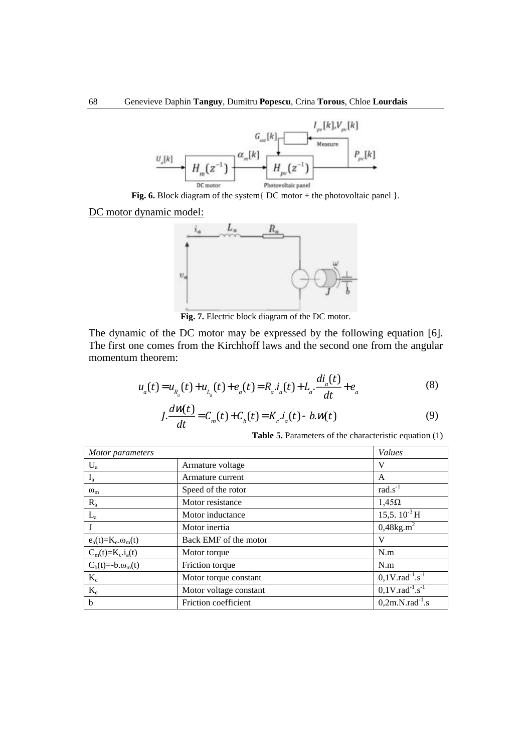Fig. 6. Block diagram of the system{ DC motor + the photovoltaic panel }.

DC motor dynamic model:

Fig. 7. Electric block diagram of the DC motor.

The dynamic of the DC motor may be expressed by the following equation [6]. The first one comes from the Kirchhoff laws and the second one from the angular momentum theorem:

$$u_a(t) = u_{R_a}(t) + u_{L_a}(t) + e_a(t) = R_a.i_a(t) + L_a.\frac{di_a(t)}{dt} + e_a \tag{8}$$

$$J.\frac{dw(t)}{dt} = C_m(t) + C_b(t) = K_c.i_a(t) - b.w(t) \tag{9}$$

**Table 5.** Parameters of the characteristic equation (1)

| *Motor parameters* | | *Values* |
|---|---|---|
| $U_a$ | Armature voltage | V |
| $I_a$ | Armature current | A |
| $\omega_m$ | Speed of the rotor | $rad.s^{-1}$ |
| $R_a$ | Motor resistance | $1{,}45\Omega$ |
| $L_a$ | Motor inductance | $15{,}5.\ 10^{-3}$ H |
| J | Motor inertia | $0{,}48kg.m^2$ |
| $e_a(t)=K_e.\omega_m(t)$ | Back EMF of the motor | V |
| $C_m(t)=K_c.i_a(t)$ | Motor torque | N.m |
| $C_b(t)=-b.\omega_m(t)$ | Friction torque | N.m |
| $K_c$ | Motor torque constant | $0{,}1V.rad^{-1}.s^{-1}$ |
| $K_e$ | Motor voltage constant | $0{,}1V.rad^{-1}.s^{-1}$ |
| b | Friction coefficient | $0{,}2m.N.rad^{-1}.s$ |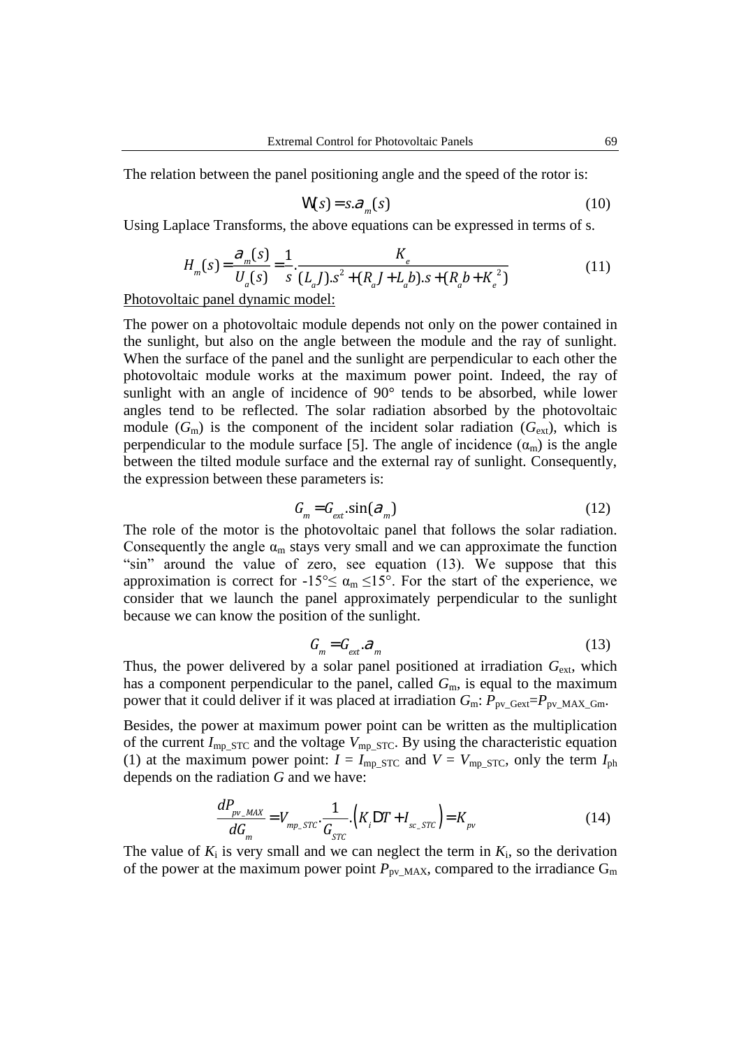The relation between the panel positioning angle and the speed of the rotor is:

$$\Omega(s) = s.\alpha_m(s) \tag{10}$$

Using Laplace Transforms, the above equations can be expressed in terms of s.

$$H_m(s) = \frac{\alpha_m(s)}{U_a(s)} = \frac{1}{s}.\frac{K_e}{(L_a J).s^2 + (R_a J + L_a b).s + (R_a b + K_e^{\,2})} \tag{11}$$

Photovoltaic panel dynamic model:

The power on a photovoltaic module depends not only on the power contained in the sunlight, but also on the angle between the module and the ray of sunlight. When the surface of the panel and the sunlight are perpendicular to each other the photovoltaic module works at the maximum power point. Indeed, the ray of sunlight with an angle of incidence of 90° tends to be absorbed, while lower angles tend to be reflected. The solar radiation absorbed by the photovoltaic module ($G_m$) is the component of the incident solar radiation ($G_{ext}$), which is perpendicular to the module surface [5]. The angle of incidence ($\alpha_m$) is the angle between the tilted module surface and the external ray of sunlight. Consequently, the expression between these parameters is:

$$G_m = G_{ext}.\sin(\alpha_m) \tag{12}$$

The role of the motor is the photovoltaic panel that follows the solar radiation. Consequently the angle $\alpha_m$ stays very small and we can approximate the function "sin" around the value of zero, see equation (13). We suppose that this approximation is correct for $-15° \leq \alpha_m \leq 15°$. For the start of the experience, we consider that we launch the panel approximately perpendicular to the sunlight because we can know the position of the sunlight.

$$G_m = G_{ext}.\alpha_m \tag{13}$$

Thus, the power delivered by a solar panel positioned at irradiation $G_{ext}$, which has a component perpendicular to the panel, called $G_m$, is equal to the maximum power that it could deliver if it was placed at irradiation $G_m$: $P_{pv\_Gext} = P_{pv\_MAX\_Gm}$.

Besides, the power at maximum power point can be written as the multiplication of the current $I_{mp\_STC}$ and the voltage $V_{mp\_STC}$. By using the characteristic equation (1) at the maximum power point: $I = I_{mp\_STC}$ and $V = V_{mp\_STC}$, only the term $I_{ph}$ depends on the radiation $G$ and we have:

$$\frac{dP_{pv\_MAX}}{dG_m} = V_{mp\_STC}.\frac{1}{G_{STC}}.\left(K_i \Delta T + I_{sc\_STC}\right) = K_{pv} \tag{14}$$

The value of $K_i$ is very small and we can neglect the term in $K_i$, so the derivation of the power at the maximum power point $P_{pv\_MAX}$, compared to the irradiance $G_m$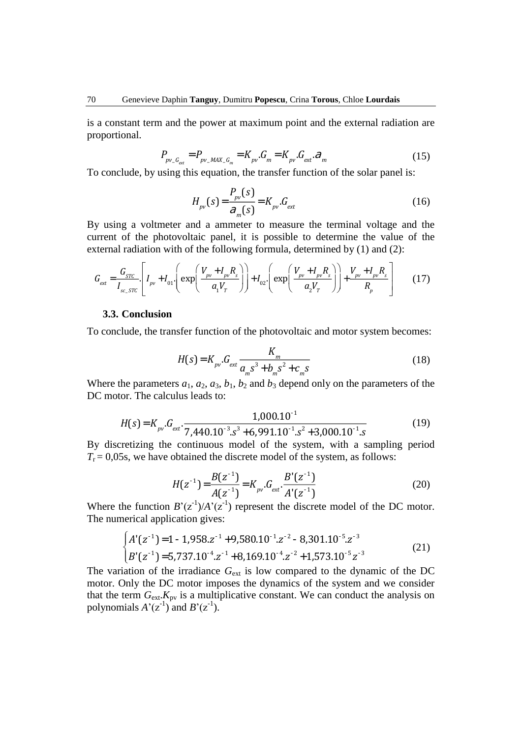is a constant term and the power at maximum point and the external radiation are proportional.

$$P_{pv\_G_{ext}} = P_{pv\_MAX\_G_m} = K_{pv}.G_m = K_{pv}.G_{ext}.a_m \qquad (15)$$

To conclude, by using this equation, the transfer function of the solar panel is:

$$H_{pv}(s) = \frac{P_{pv}(s)}{a_m(s)} = K_{pv}.G_{ext} \qquad (16)$$

By using a voltmeter and a ammeter to measure the terminal voltage and the current of the photovoltaic panel, it is possible to determine the value of the external radiation with of the following formula, determined by (1) and (2):

$$G_{ext} = \frac{G_{STC}}{I_{sc\_STC}} \cdot \left[ I_{pv} + I_{01} \cdot \left( \exp\left( \frac{V_{pv} + I_{pv}R_s}{a_1 V_T} \right) \right) + I_{02} \cdot \left( \exp\left( \frac{V_{pv} + I_{pv}R_s}{a_2 V_T} \right) \right) + \frac{V_{pv} + I_{pv}R_s}{R_p} \right] \qquad (17)$$

### 3.3. Conclusion

To conclude, the transfer function of the photovoltaic and motor system becomes:

$$H(s) = K_{pv}.G_{ext}\frac{K_m}{a_m s^3 + b_m s^2 + c_m s} \qquad (18)$$

Where the parameters $a_1$, $a_2$, $a_3$, $b_1$, $b_2$ and $b_3$ depend only on the parameters of the DC motor. The calculus leads to:

$$H(s) = K_{pv}.G_{ext}.\frac{1,000.10^{-1}}{7,440.10^{-3}.s^3 + 6,991.10^{-1}.s^2 + 3,000.10^{-1}.s} \qquad (19)$$

By discretizing the continuous model of the system, with a sampling period $T_r = 0,05$s, we have obtained the discrete model of the system, as follows:

$$H(z^{-1}) = \frac{B(z^{-1})}{A(z^{-1})} = K_{pv}.G_{ext}.\frac{B'(z^{-1})}{A'(z^{-1})} \qquad (20)$$

Where the function $B'(z^{-1})/A'(z^{-1})$ represent the discrete model of the DC motor. The numerical application gives:

$$\begin{cases} A'(z^{-1}) = 1 - 1,958.z^{-1} + 9,580.10^{-1}.z^{-2} - 8,301.10^{-5}.z^{-3} \\ B'(z^{-1}) = 5,737.10^{-4}.z^{-1} + 8,169.10^{-4}.z^{-2} + 1,573.10^{-5}z^{-3} \end{cases} \qquad (21)$$

The variation of the irradiance $G_{ext}$ is low compared to the dynamic of the DC motor. Only the DC motor imposes the dynamics of the system and we consider that the term $G_{ext}.K_{pv}$ is a multiplicative constant. We can conduct the analysis on polynomials $A'(z^{-1})$ and $B'(z^{-1})$.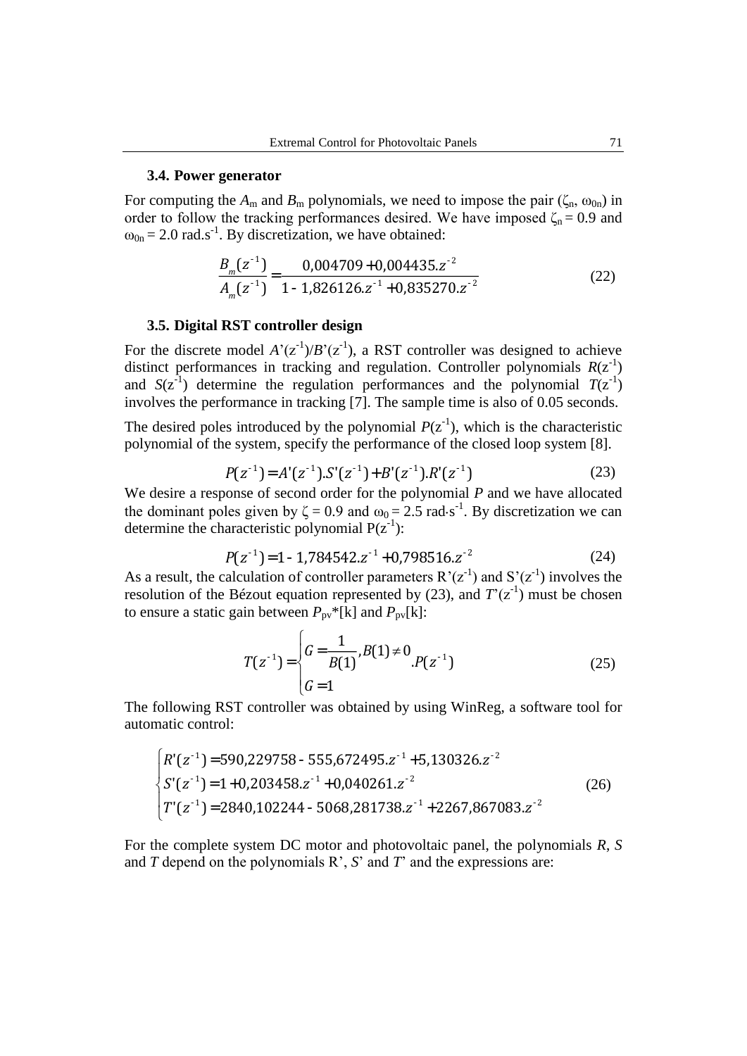### 3.4. Power generator

For computing the $A_m$ and $B_m$ polynomials, we need to impose the pair ($\zeta_n$, $\omega_{0n}$) in order to follow the tracking performances desired. We have imposed $\zeta_n = 0.9$ and $\omega_{0n} = 2.0$ rad.s$^{-1}$. By discretization, we have obtained:

$$\frac{B_m(z^{-1})}{A_m(z^{-1})} = \frac{0{,}004709 + 0{,}004435.z^{-2}}{1 - 1{,}826126.z^{-1} + 0{,}835270.z^{-2}} \tag{22}$$

### 3.5. Digital RST controller design

For the discrete model $A'(z^{-1})/B'(z^{-1})$, a RST controller was designed to achieve distinct performances in tracking and regulation. Controller polynomials $R(z^{-1})$ and $S(z^{-1})$ determine the regulation performances and the polynomial $T(z^{-1})$ involves the performance in tracking [7]. The sample time is also of 0.05 seconds.

The desired poles introduced by the polynomial $P(z^{-1})$, which is the characteristic polynomial of the system, specify the performance of the closed loop system [8].

$$P(z^{-1}) = A'(z^{-1}).S'(z^{-1}) + B'(z^{-1}).R'(z^{-1}) \tag{23}$$

We desire a response of second order for the polynomial $P$ and we have allocated the dominant poles given by $\zeta = 0.9$ and $\omega_0 = 2.5$ rad·s$^{-1}$. By discretization we can determine the characteristic polynomial $P(z^{-1})$:

$$P(z^{-1}) = 1 - 1{,}784542.z^{-1} + 0{,}798516.z^{-2} \tag{24}$$

As a result, the calculation of controller parameters $R'(z^{-1})$ and $S'(z^{-1})$ involves the resolution of the Bézout equation represented by (23), and $T'(z^{-1})$ must be chosen to ensure a static gain between $P_{pv}*[k]$ and $P_{pv}[k]$:

$$T(z^{-1}) = \begin{cases} G = \dfrac{1}{B(1)}, B(1) \neq 0 \\ G = 1 \end{cases} .P(z^{-1}) \tag{25}$$

The following RST controller was obtained by using WinReg, a software tool for automatic control:

$$\begin{cases} R'(z^{-1}) = 590{,}229758 - 555{,}672495.z^{-1} + 5{,}130326.z^{-2} \\ S'(z^{-1}) = 1 + 0{,}203458.z^{-1} + 0{,}040261.z^{-2} \\ T'(z^{-1}) = 2840{,}102244 - 5068{,}281738.z^{-1} + 2267{,}867083.z^{-2} \end{cases} \tag{26}$$

For the complete system DC motor and photovoltaic panel, the polynomials $R$, $S$ and $T$ depend on the polynomials $R'$, $S'$ and $T'$ and the expressions are: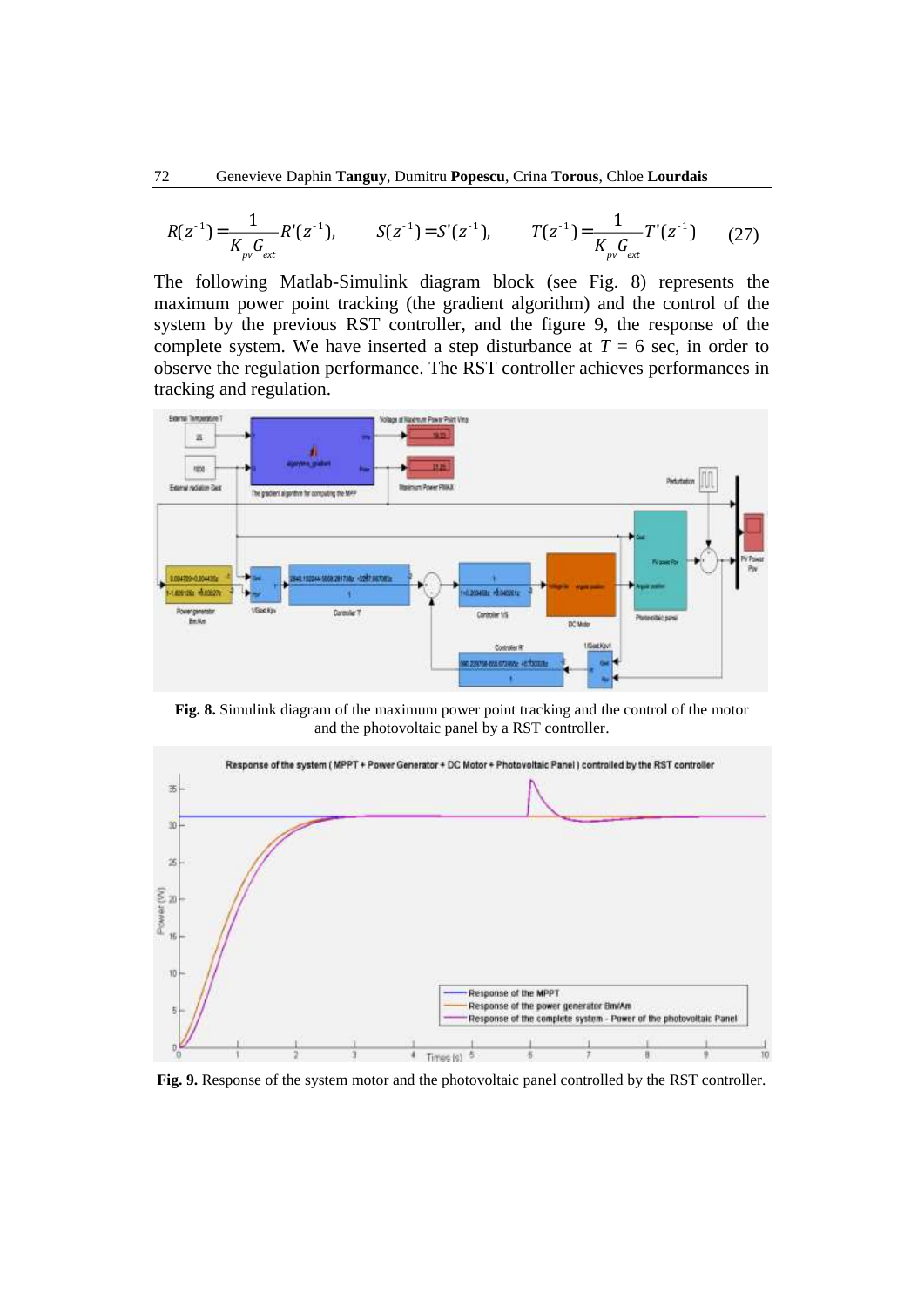$$R(z^{-1}) = \frac{1}{K_{pv} G_{ext}} R'(z^{-1}), \qquad S(z^{-1}) = S'(z^{-1}), \qquad T(z^{-1}) = \frac{1}{K_{pv} G_{ext}} T'(z^{-1}) \tag{27}$$

The following Matlab-Simulink diagram block (see Fig. 8) represents the maximum power point tracking (the gradient algorithm) and the control of the system by the previous RST controller, and the figure 9, the response of the complete system. We have inserted a step disturbance at $T = 6$ sec, in order to observe the regulation performance. The RST controller achieves performances in tracking and regulation.

**Fig. 8.** Simulink diagram of the maximum power point tracking and the control of the motor and the photovoltaic panel by a RST controller.

**Fig. 9.** Response of the system motor and the photovoltaic panel controlled by the RST controller.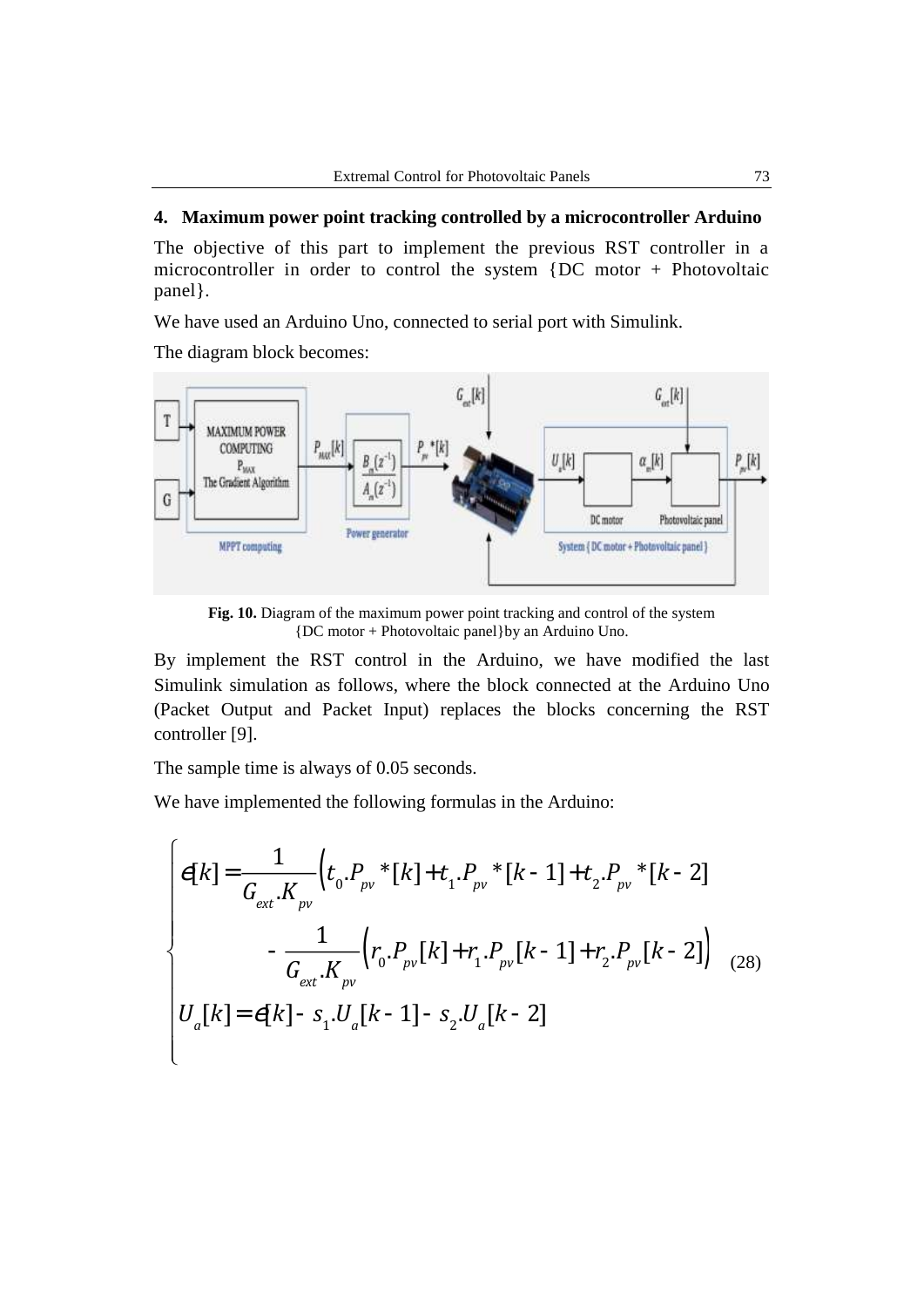## 4. Maximum power point tracking controlled by a microcontroller Arduino

The objective of this part to implement the previous RST controller in a microcontroller in order to control the system {DC motor + Photovoltaic panel}.

We have used an Arduino Uno, connected to serial port with Simulink.

The diagram block becomes:

**Fig. 10.** Diagram of the maximum power point tracking and control of the system {DC motor + Photovoltaic panel}by an Arduino Uno.

By implement the RST control in the Arduino, we have modified the last Simulink simulation as follows, where the block connected at the Arduino Uno (Packet Output and Packet Input) replaces the blocks concerning the RST controller [9].

The sample time is always of 0.05 seconds.

We have implemented the following formulas in the Arduino:

$$\begin{cases} \epsilon[k] = \dfrac{1}{G_{ext}.K_{pv}}\left(t_0.P_{pv}^*[k] + t_1.P_{pv}^*[k-1] + t_2.P_{pv}^*[k-2]\right. \\ \qquad\qquad \left. - \dfrac{1}{G_{ext}.K_{pv}}\left(r_0.P_{pv}[k] + r_1.P_{pv}[k-1] + r_2.P_{pv}[k-2]\right)\right) \\ U_a[k] = \epsilon[k] - s_1.U_a[k-1] - s_2.U_a[k-2] \end{cases} \tag{28}$$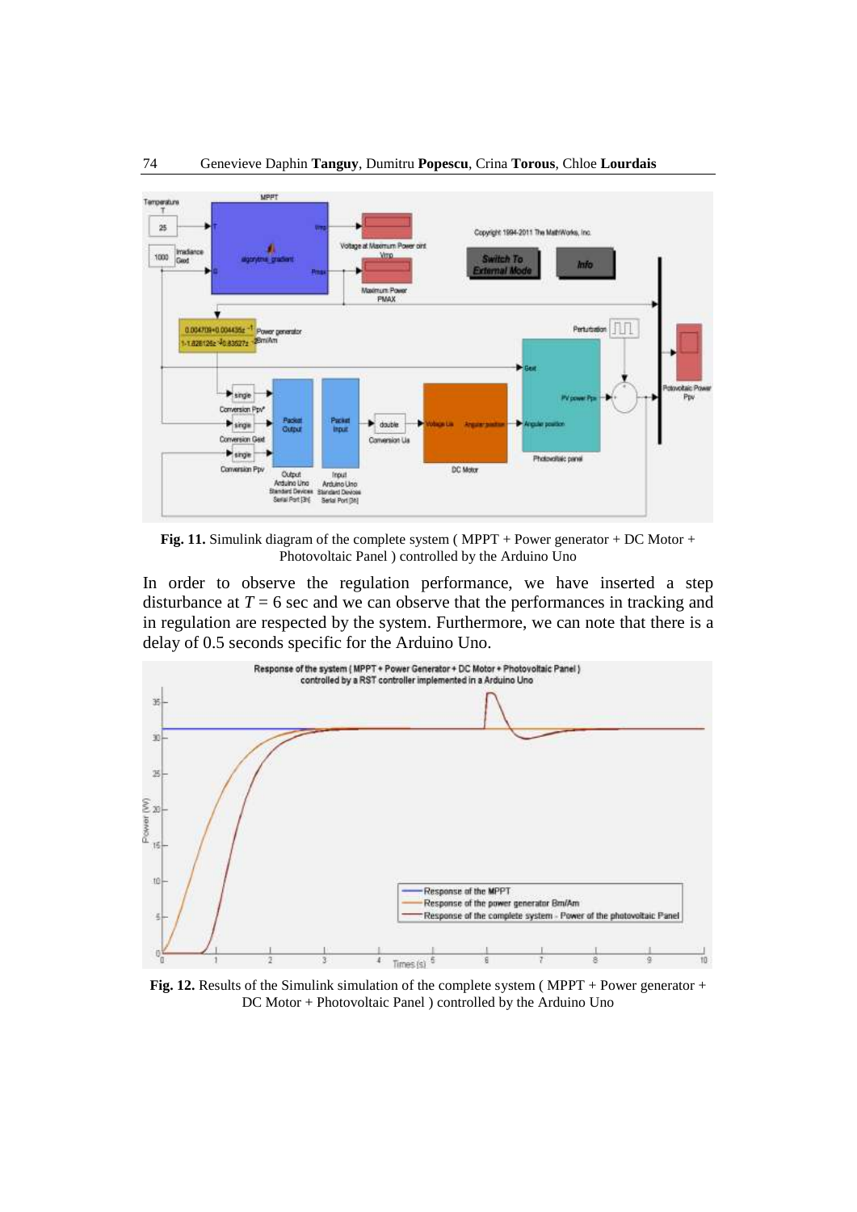**Fig. 11.** Simulink diagram of the complete system ( MPPT + Power generator + DC Motor + Photovoltaic Panel ) controlled by the Arduino Uno

In order to observe the regulation performance, we have inserted a step disturbance at $T = 6$ sec and we can observe that the performances in tracking and in regulation are respected by the system. Furthermore, we can note that there is a delay of 0.5 seconds specific for the Arduino Uno.

**Fig. 12.** Results of the Simulink simulation of the complete system ( MPPT + Power generator + DC Motor + Photovoltaic Panel ) controlled by the Arduino Uno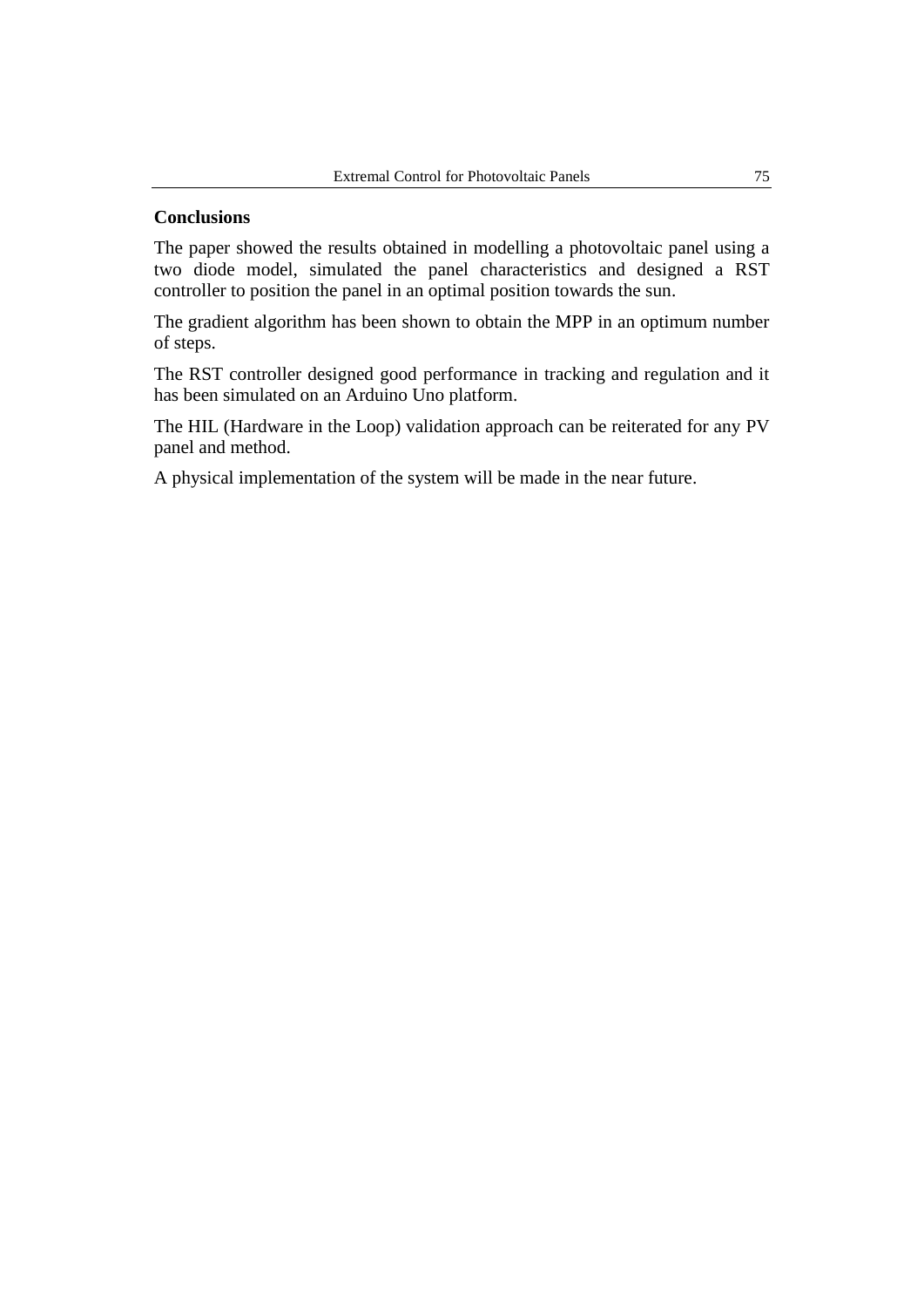## Conclusions

The paper showed the results obtained in modelling a photovoltaic panel using a two diode model, simulated the panel characteristics and designed a RST controller to position the panel in an optimal position towards the sun.

The gradient algorithm has been shown to obtain the MPP in an optimum number of steps.

The RST controller designed good performance in tracking and regulation and it has been simulated on an Arduino Uno platform.

The HIL (Hardware in the Loop) validation approach can be reiterated for any PV panel and method.

A physical implementation of the system will be made in the near future.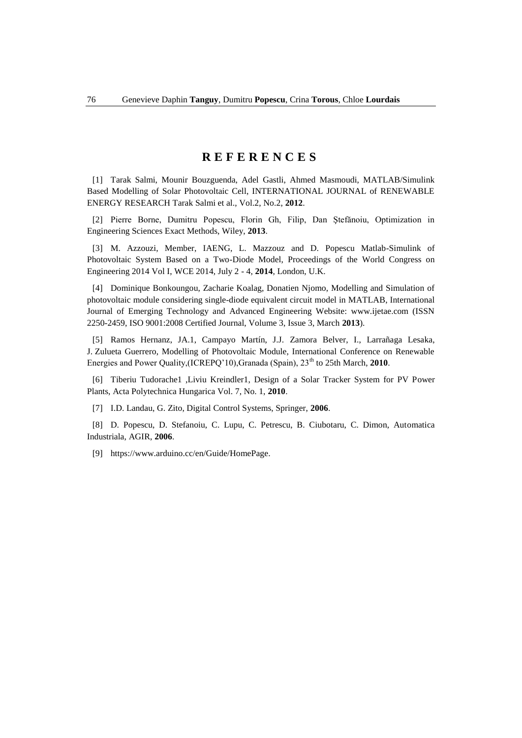## R E F E R E N C E S

[1] Tarak Salmi, Mounir Bouzguenda, Adel Gastli, Ahmed Masmoudi, MATLAB/Simulink Based Modelling of Solar Photovoltaic Cell, INTERNATIONAL JOURNAL of RENEWABLE ENERGY RESEARCH Tarak Salmi et al., Vol.2, No.2, **2012**.

[2] Pierre Borne, Dumitru Popescu, Florin Gh, Filip, Dan Ştefănoiu, Optimization in Engineering Sciences Exact Methods, Wiley, **2013**.

[3] M. Azzouzi, Member, IAENG, L. Mazzouz and D. Popescu Matlab-Simulink of Photovoltaic System Based on a Two-Diode Model, Proceedings of the World Congress on Engineering 2014 Vol I, WCE 2014, July 2 - 4, **2014**, London, U.K.

[4] Dominique Bonkoungou, Zacharie Koalag, Donatien Njomo, Modelling and Simulation of photovoltaic module considering single-diode equivalent circuit model in MATLAB, International Journal of Emerging Technology and Advanced Engineering Website: www.ijetae.com (ISSN 2250-2459, ISO 9001:2008 Certified Journal, Volume 3, Issue 3, March **2013**).

[5] Ramos Hernanz, JA.1, Campayo Martín, J.J. Zamora Belver, I., Larrañaga Lesaka, J. Zulueta Guerrero, Modelling of Photovoltaic Module, International Conference on Renewable Energies and Power Quality,(ICREPQ'10),Granada (Spain), 23th to 25th March, **2010**.

[6] Tiberiu Tudorache1 ,Liviu Kreindler1, Design of a Solar Tracker System for PV Power Plants, Acta Polytechnica Hungarica Vol. 7, No. 1, **2010**.

[7] I.D. Landau, G. Zito, Digital Control Systems, Springer, **2006**.

[8] D. Popescu, D. Stefanoiu, C. Lupu, C. Petrescu, B. Ciubotaru, C. Dimon, Automatica Industriala, AGIR, **2006**.

[9] https://www.arduino.cc/en/Guide/HomePage.